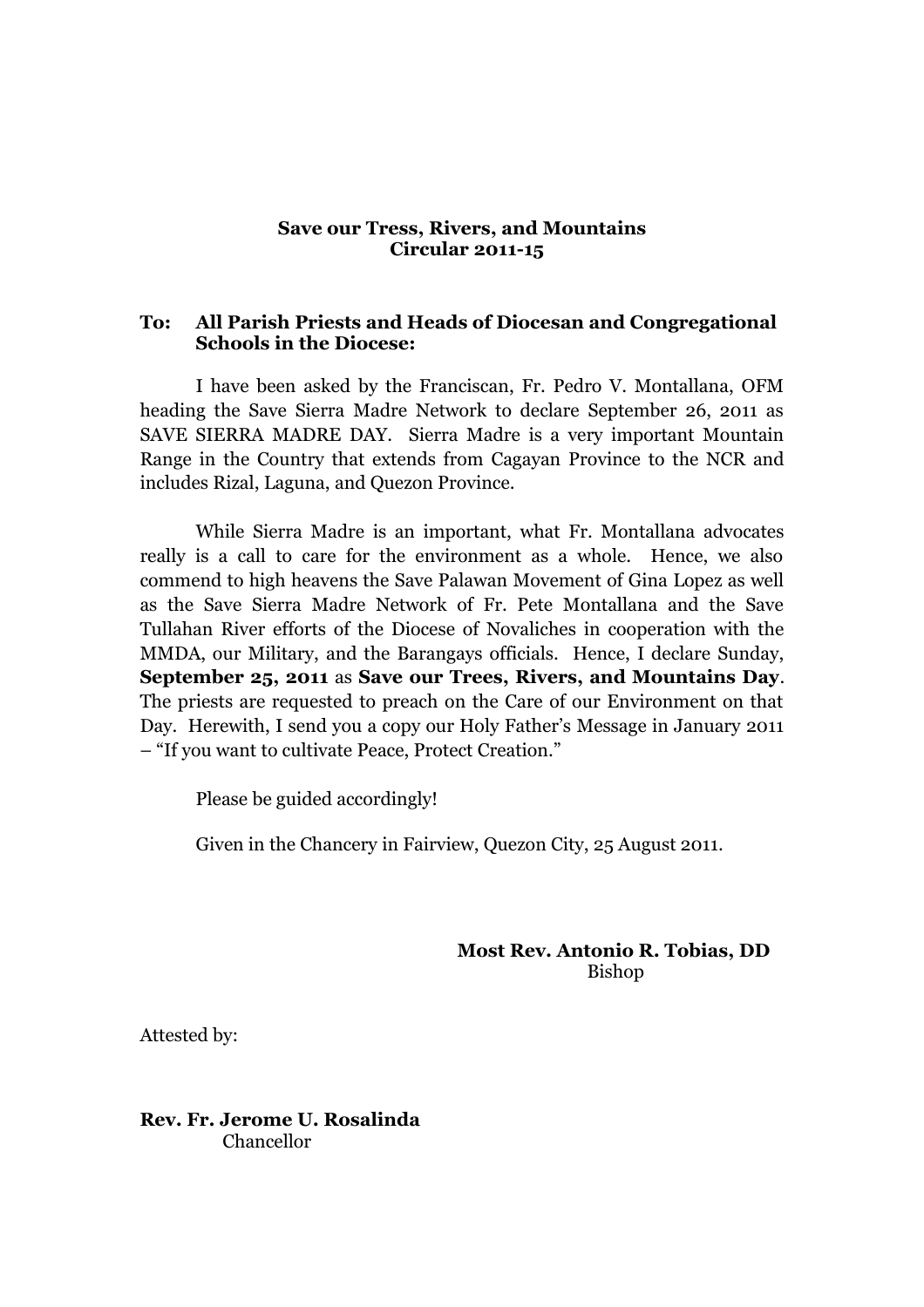**Save our Tress, Rivers, and Mountains**
**Circular 2011-15**

**To: All Parish Priests and Heads of Diocesan and Congregational Schools in the Diocese:**

I have been asked by the Franciscan, Fr. Pedro V. Montallana, OFM heading the Save Sierra Madre Network to declare September 26, 2011 as SAVE SIERRA MADRE DAY. Sierra Madre is a very important Mountain Range in the Country that extends from Cagayan Province to the NCR and includes Rizal, Laguna, and Quezon Province.

While Sierra Madre is an important, what Fr. Montallana advocates really is a call to care for the environment as a whole. Hence, we also commend to high heavens the Save Palawan Movement of Gina Lopez as well as the Save Sierra Madre Network of Fr. Pete Montallana and the Save Tullahan River efforts of the Diocese of Novaliches in cooperation with the MMDA, our Military, and the Barangays officials. Hence, I declare Sunday, **September 25, 2011** as **Save our Trees, Rivers, and Mountains Day**. The priests are requested to preach on the Care of our Environment on that Day. Herewith, I send you a copy our Holy Father's Message in January 2011 – "If you want to cultivate Peace, Protect Creation."

Please be guided accordingly!

Given in the Chancery in Fairview, Quezon City, 25 August 2011.

**Most Rev. Antonio R. Tobias, DD**
Bishop

Attested by:

**Rev. Fr. Jerome U. Rosalinda**
Chancellor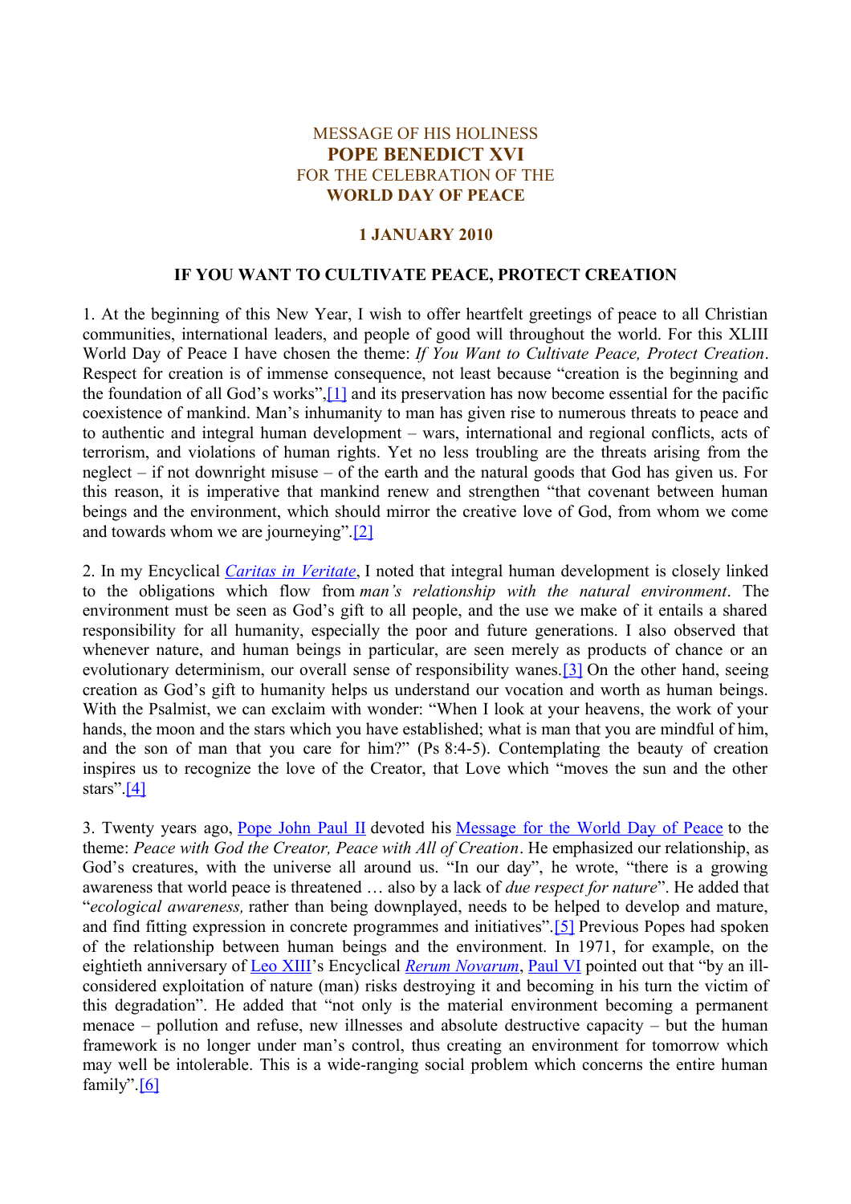MESSAGE OF HIS HOLINESS
**POPE BENEDICT XVI**
FOR THE CELEBRATION OF THE
**WORLD DAY OF PEACE**

**1 JANUARY 2010**

**IF YOU WANT TO CULTIVATE PEACE, PROTECT CREATION**

1. At the beginning of this New Year, I wish to offer heartfelt greetings of peace to all Christian communities, international leaders, and people of good will throughout the world. For this XLIII World Day of Peace I have chosen the theme: *If You Want to Cultivate Peace, Protect Creation*. Respect for creation is of immense consequence, not least because "creation is the beginning and the foundation of all God's works",[1] and its preservation has now become essential for the pacific coexistence of mankind. Man's inhumanity to man has given rise to numerous threats to peace and to authentic and integral human development – wars, international and regional conflicts, acts of terrorism, and violations of human rights. Yet no less troubling are the threats arising from the neglect – if not downright misuse – of the earth and the natural goods that God has given us. For this reason, it is imperative that mankind renew and strengthen "that covenant between human beings and the environment, which should mirror the creative love of God, from whom we come and towards whom we are journeying".[2]

2. In my Encyclical *Caritas in Veritate*, I noted that integral human development is closely linked to the obligations which flow from *man's relationship with the natural environment*. The environment must be seen as God's gift to all people, and the use we make of it entails a shared responsibility for all humanity, especially the poor and future generations. I also observed that whenever nature, and human beings in particular, are seen merely as products of chance or an evolutionary determinism, our overall sense of responsibility wanes.[3] On the other hand, seeing creation as God's gift to humanity helps us understand our vocation and worth as human beings. With the Psalmist, we can exclaim with wonder: "When I look at your heavens, the work of your hands, the moon and the stars which you have established; what is man that you are mindful of him, and the son of man that you care for him?" (Ps 8:4-5). Contemplating the beauty of creation inspires us to recognize the love of the Creator, that Love which "moves the sun and the other stars".[4]

3. Twenty years ago, Pope John Paul II devoted his Message for the World Day of Peace to the theme: *Peace with God the Creator, Peace with All of Creation*. He emphasized our relationship, as God's creatures, with the universe all around us. "In our day", he wrote, "there is a growing awareness that world peace is threatened … also by a lack of *due respect for nature*". He added that "*ecological awareness,* rather than being downplayed, needs to be helped to develop and mature, and find fitting expression in concrete programmes and initiatives".[5] Previous Popes had spoken of the relationship between human beings and the environment. In 1971, for example, on the eightieth anniversary of Leo XIII's Encyclical *Rerum Novarum*, Paul VI pointed out that "by an ill-considered exploitation of nature (man) risks destroying it and becoming in his turn the victim of this degradation". He added that "not only is the material environment becoming a permanent menace – pollution and refuse, new illnesses and absolute destructive capacity – but the human framework is no longer under man's control, thus creating an environment for tomorrow which may well be intolerable. This is a wide-ranging social problem which concerns the entire human family".[6]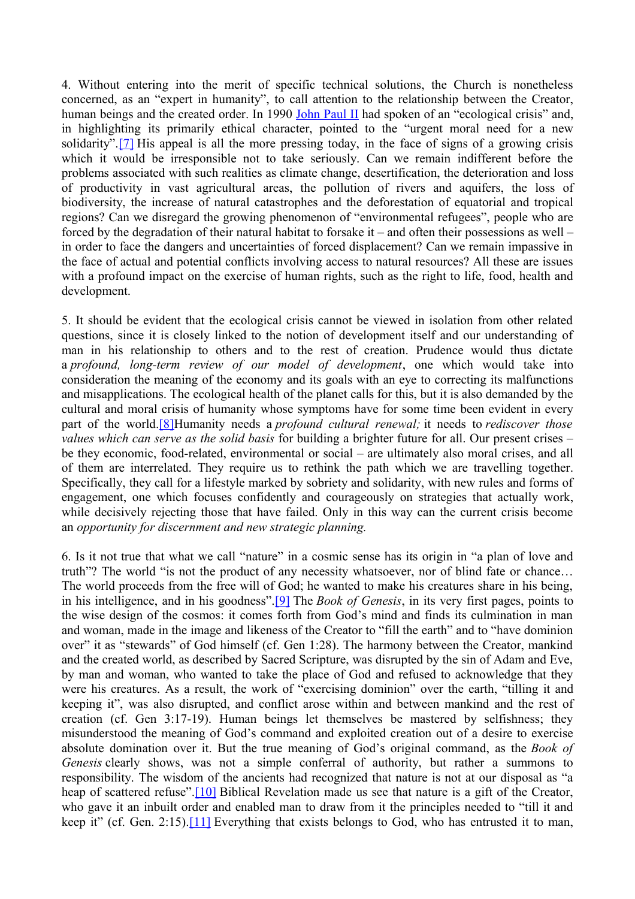4. Without entering into the merit of specific technical solutions, the Church is nonetheless concerned, as an "expert in humanity", to call attention to the relationship between the Creator, human beings and the created order. In 1990 John Paul II had spoken of an "ecological crisis" and, in highlighting its primarily ethical character, pointed to the "urgent moral need for a new solidarity".[7] His appeal is all the more pressing today, in the face of signs of a growing crisis which it would be irresponsible not to take seriously. Can we remain indifferent before the problems associated with such realities as climate change, desertification, the deterioration and loss of productivity in vast agricultural areas, the pollution of rivers and aquifers, the loss of biodiversity, the increase of natural catastrophes and the deforestation of equatorial and tropical regions? Can we disregard the growing phenomenon of "environmental refugees", people who are forced by the degradation of their natural habitat to forsake it – and often their possessions as well – in order to face the dangers and uncertainties of forced displacement? Can we remain impassive in the face of actual and potential conflicts involving access to natural resources? All these are issues with a profound impact on the exercise of human rights, such as the right to life, food, health and development.

5. It should be evident that the ecological crisis cannot be viewed in isolation from other related questions, since it is closely linked to the notion of development itself and our understanding of man in his relationship to others and to the rest of creation. Prudence would thus dictate a *profound, long-term review of our model of development*, one which would take into consideration the meaning of the economy and its goals with an eye to correcting its malfunctions and misapplications. The ecological health of the planet calls for this, but it is also demanded by the cultural and moral crisis of humanity whose symptoms have for some time been evident in every part of the world.[8]Humanity needs a *profound cultural renewal;* it needs to *rediscover those values which can serve as the solid basis* for building a brighter future for all. Our present crises – be they economic, food-related, environmental or social – are ultimately also moral crises, and all of them are interrelated. They require us to rethink the path which we are travelling together. Specifically, they call for a lifestyle marked by sobriety and solidarity, with new rules and forms of engagement, one which focuses confidently and courageously on strategies that actually work, while decisively rejecting those that have failed. Only in this way can the current crisis become an *opportunity for discernment and new strategic planning.*

6. Is it not true that what we call "nature" in a cosmic sense has its origin in "a plan of love and truth"? The world "is not the product of any necessity whatsoever, nor of blind fate or chance… The world proceeds from the free will of God; he wanted to make his creatures share in his being, in his intelligence, and in his goodness".[9] The *Book of Genesis*, in its very first pages, points to the wise design of the cosmos: it comes forth from God's mind and finds its culmination in man and woman, made in the image and likeness of the Creator to "fill the earth" and to "have dominion over" it as "stewards" of God himself (cf. Gen 1:28). The harmony between the Creator, mankind and the created world, as described by Sacred Scripture, was disrupted by the sin of Adam and Eve, by man and woman, who wanted to take the place of God and refused to acknowledge that they were his creatures. As a result, the work of "exercising dominion" over the earth, "tilling it and keeping it", was also disrupted, and conflict arose within and between mankind and the rest of creation (cf. Gen 3:17-19). Human beings let themselves be mastered by selfishness; they misunderstood the meaning of God's command and exploited creation out of a desire to exercise absolute domination over it. But the true meaning of God's original command, as the *Book of Genesis* clearly shows, was not a simple conferral of authority, but rather a summons to responsibility. The wisdom of the ancients had recognized that nature is not at our disposal as "a heap of scattered refuse".[10] Biblical Revelation made us see that nature is a gift of the Creator, who gave it an inbuilt order and enabled man to draw from it the principles needed to "till it and keep it" (cf. Gen. 2:15).[11] Everything that exists belongs to God, who has entrusted it to man,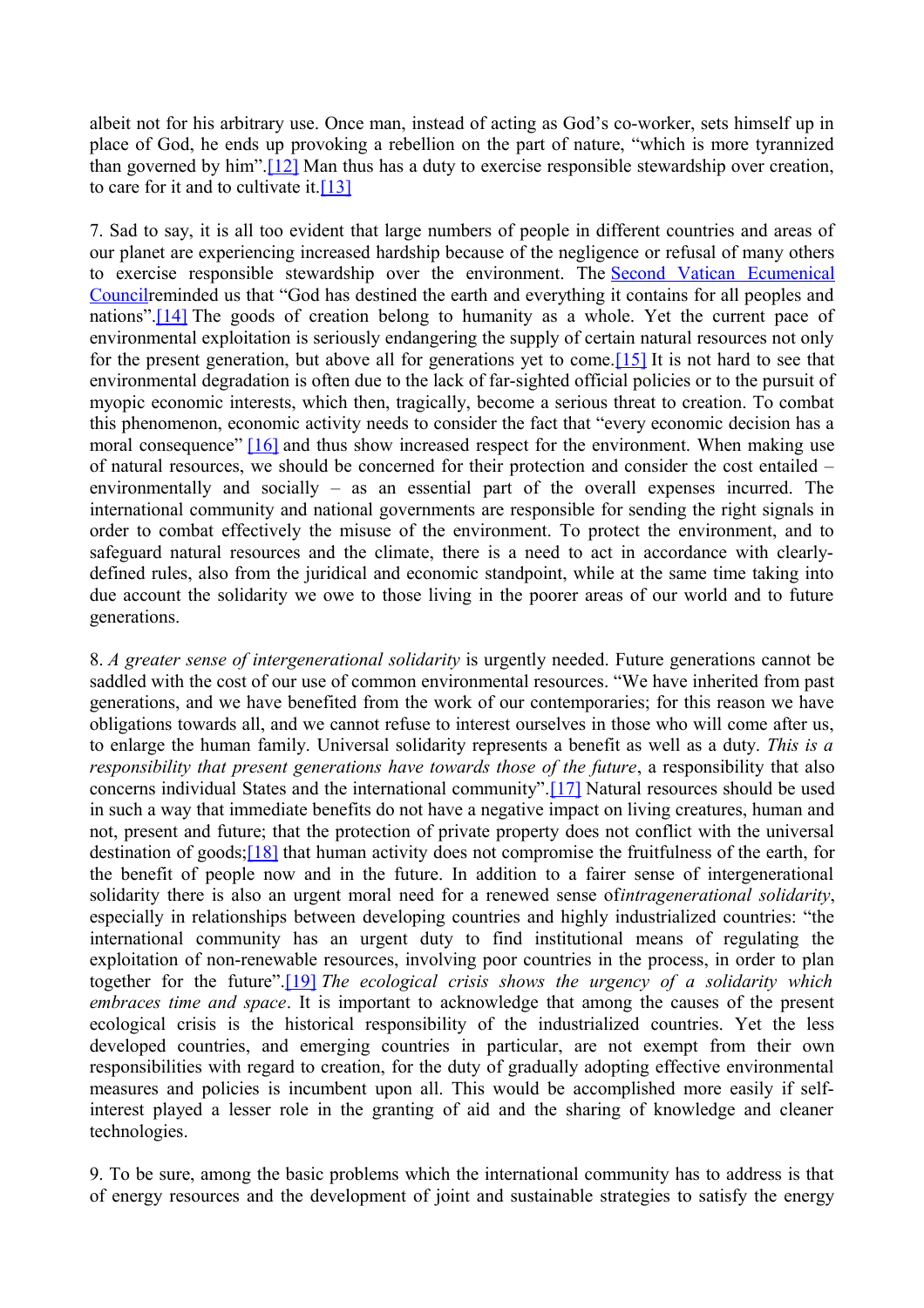albeit not for his arbitrary use. Once man, instead of acting as God's co-worker, sets himself up in place of God, he ends up provoking a rebellion on the part of nature, "which is more tyrannized than governed by him".[12] Man thus has a duty to exercise responsible stewardship over creation, to care for it and to cultivate it.[13]

7. Sad to say, it is all too evident that large numbers of people in different countries and areas of our planet are experiencing increased hardship because of the negligence or refusal of many others to exercise responsible stewardship over the environment. The Second Vatican Ecumenical Councilreminded us that "God has destined the earth and everything it contains for all peoples and nations".[14] The goods of creation belong to humanity as a whole. Yet the current pace of environmental exploitation is seriously endangering the supply of certain natural resources not only for the present generation, but above all for generations yet to come.[15] It is not hard to see that environmental degradation is often due to the lack of far-sighted official policies or to the pursuit of myopic economic interests, which then, tragically, become a serious threat to creation. To combat this phenomenon, economic activity needs to consider the fact that "every economic decision has a moral consequence" [16] and thus show increased respect for the environment. When making use of natural resources, we should be concerned for their protection and consider the cost entailed – environmentally and socially – as an essential part of the overall expenses incurred. The international community and national governments are responsible for sending the right signals in order to combat effectively the misuse of the environment. To protect the environment, and to safeguard natural resources and the climate, there is a need to act in accordance with clearly-defined rules, also from the juridical and economic standpoint, while at the same time taking into due account the solidarity we owe to those living in the poorer areas of our world and to future generations.

8. *A greater sense of intergenerational solidarity* is urgently needed. Future generations cannot be saddled with the cost of our use of common environmental resources. "We have inherited from past generations, and we have benefited from the work of our contemporaries; for this reason we have obligations towards all, and we cannot refuse to interest ourselves in those who will come after us, to enlarge the human family. Universal solidarity represents a benefit as well as a duty. *This is a responsibility that present generations have towards those of the future*, a responsibility that also concerns individual States and the international community".[17] Natural resources should be used in such a way that immediate benefits do not have a negative impact on living creatures, human and not, present and future; that the protection of private property does not conflict with the universal destination of goods;[18] that human activity does not compromise the fruitfulness of the earth, for the benefit of people now and in the future. In addition to a fairer sense of intergenerational solidarity there is also an urgent moral need for a renewed sense of*intragenerational solidarity*, especially in relationships between developing countries and highly industrialized countries: "the international community has an urgent duty to find institutional means of regulating the exploitation of non-renewable resources, involving poor countries in the process, in order to plan together for the future".[19] *The ecological crisis shows the urgency of a solidarity which embraces time and space*. It is important to acknowledge that among the causes of the present ecological crisis is the historical responsibility of the industrialized countries. Yet the less developed countries, and emerging countries in particular, are not exempt from their own responsibilities with regard to creation, for the duty of gradually adopting effective environmental measures and policies is incumbent upon all. This would be accomplished more easily if self-interest played a lesser role in the granting of aid and the sharing of knowledge and cleaner technologies.

9. To be sure, among the basic problems which the international community has to address is that of energy resources and the development of joint and sustainable strategies to satisfy the energy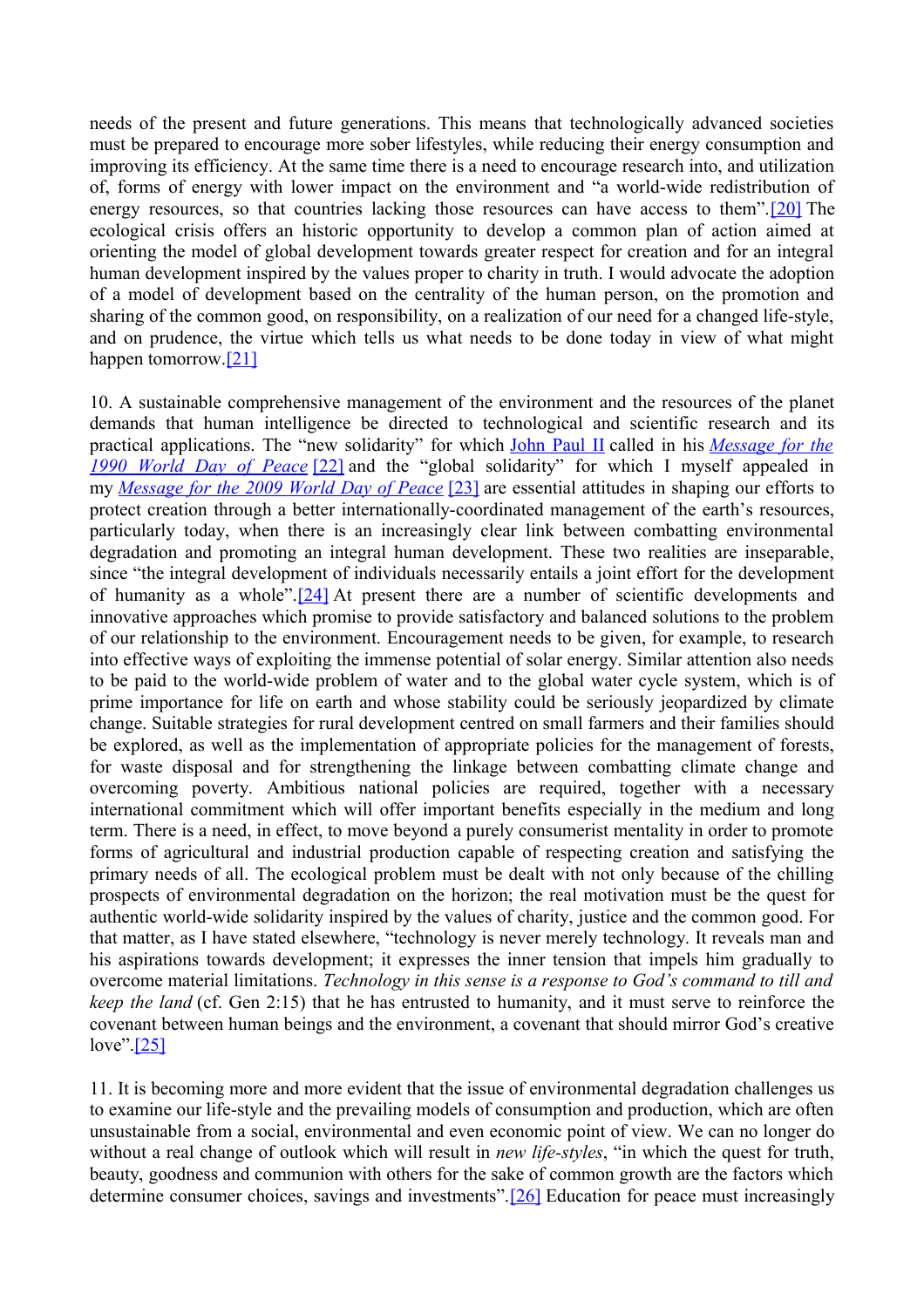needs of the present and future generations. This means that technologically advanced societies must be prepared to encourage more sober lifestyles, while reducing their energy consumption and improving its efficiency. At the same time there is a need to encourage research into, and utilization of, forms of energy with lower impact on the environment and "a world-wide redistribution of energy resources, so that countries lacking those resources can have access to them".[20] The ecological crisis offers an historic opportunity to develop a common plan of action aimed at orienting the model of global development towards greater respect for creation and for an integral human development inspired by the values proper to charity in truth. I would advocate the adoption of a model of development based on the centrality of the human person, on the promotion and sharing of the common good, on responsibility, on a realization of our need for a changed life-style, and on prudence, the virtue which tells us what needs to be done today in view of what might happen tomorrow.[21]

10. A sustainable comprehensive management of the environment and the resources of the planet demands that human intelligence be directed to technological and scientific research and its practical applications. The "new solidarity" for which John Paul II called in his *Message for the 1990 World Day of Peace* [22] and the "global solidarity" for which I myself appealed in my *Message for the 2009 World Day of Peace* [23] are essential attitudes in shaping our efforts to protect creation through a better internationally-coordinated management of the earth's resources, particularly today, when there is an increasingly clear link between combatting environmental degradation and promoting an integral human development. These two realities are inseparable, since "the integral development of individuals necessarily entails a joint effort for the development of humanity as a whole".[24] At present there are a number of scientific developments and innovative approaches which promise to provide satisfactory and balanced solutions to the problem of our relationship to the environment. Encouragement needs to be given, for example, to research into effective ways of exploiting the immense potential of solar energy. Similar attention also needs to be paid to the world-wide problem of water and to the global water cycle system, which is of prime importance for life on earth and whose stability could be seriously jeopardized by climate change. Suitable strategies for rural development centred on small farmers and their families should be explored, as well as the implementation of appropriate policies for the management of forests, for waste disposal and for strengthening the linkage between combatting climate change and overcoming poverty. Ambitious national policies are required, together with a necessary international commitment which will offer important benefits especially in the medium and long term. There is a need, in effect, to move beyond a purely consumerist mentality in order to promote forms of agricultural and industrial production capable of respecting creation and satisfying the primary needs of all. The ecological problem must be dealt with not only because of the chilling prospects of environmental degradation on the horizon; the real motivation must be the quest for authentic world-wide solidarity inspired by the values of charity, justice and the common good. For that matter, as I have stated elsewhere, "technology is never merely technology. It reveals man and his aspirations towards development; it expresses the inner tension that impels him gradually to overcome material limitations. *Technology in this sense is a response to God's command to till and keep the land* (cf. Gen 2:15) that he has entrusted to humanity, and it must serve to reinforce the covenant between human beings and the environment, a covenant that should mirror God's creative love".[25]

11. It is becoming more and more evident that the issue of environmental degradation challenges us to examine our life-style and the prevailing models of consumption and production, which are often unsustainable from a social, environmental and even economic point of view. We can no longer do without a real change of outlook which will result in *new life-styles*, "in which the quest for truth, beauty, goodness and communion with others for the sake of common growth are the factors which determine consumer choices, savings and investments".[26] Education for peace must increasingly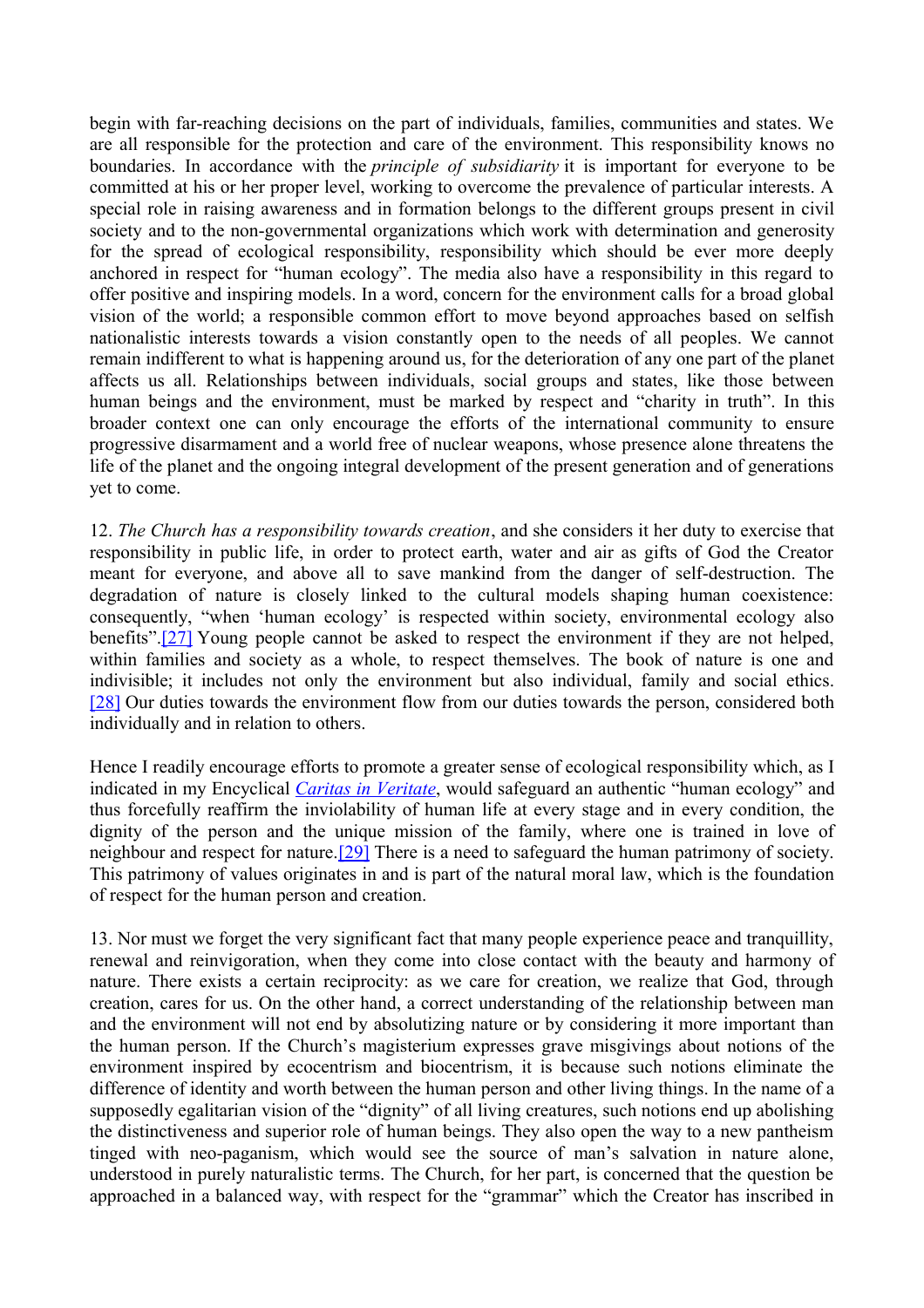begin with far-reaching decisions on the part of individuals, families, communities and states. We are all responsible for the protection and care of the environment. This responsibility knows no boundaries. In accordance with the *principle of subsidiarity* it is important for everyone to be committed at his or her proper level, working to overcome the prevalence of particular interests. A special role in raising awareness and in formation belongs to the different groups present in civil society and to the non-governmental organizations which work with determination and generosity for the spread of ecological responsibility, responsibility which should be ever more deeply anchored in respect for "human ecology". The media also have a responsibility in this regard to offer positive and inspiring models. In a word, concern for the environment calls for a broad global vision of the world; a responsible common effort to move beyond approaches based on selfish nationalistic interests towards a vision constantly open to the needs of all peoples. We cannot remain indifferent to what is happening around us, for the deterioration of any one part of the planet affects us all. Relationships between individuals, social groups and states, like those between human beings and the environment, must be marked by respect and "charity in truth". In this broader context one can only encourage the efforts of the international community to ensure progressive disarmament and a world free of nuclear weapons, whose presence alone threatens the life of the planet and the ongoing integral development of the present generation and of generations yet to come.

12. *The Church has a responsibility towards creation*, and she considers it her duty to exercise that responsibility in public life, in order to protect earth, water and air as gifts of God the Creator meant for everyone, and above all to save mankind from the danger of self-destruction. The degradation of nature is closely linked to the cultural models shaping human coexistence: consequently, "when 'human ecology' is respected within society, environmental ecology also benefits".[27] Young people cannot be asked to respect the environment if they are not helped, within families and society as a whole, to respect themselves. The book of nature is one and indivisible; it includes not only the environment but also individual, family and social ethics.[28] Our duties towards the environment flow from our duties towards the person, considered both individually and in relation to others.

Hence I readily encourage efforts to promote a greater sense of ecological responsibility which, as I indicated in my Encyclical *Caritas in Veritate*, would safeguard an authentic "human ecology" and thus forcefully reaffirm the inviolability of human life at every stage and in every condition, the dignity of the person and the unique mission of the family, where one is trained in love of neighbour and respect for nature.[29] There is a need to safeguard the human patrimony of society. This patrimony of values originates in and is part of the natural moral law, which is the foundation of respect for the human person and creation.

13. Nor must we forget the very significant fact that many people experience peace and tranquillity, renewal and reinvigoration, when they come into close contact with the beauty and harmony of nature. There exists a certain reciprocity: as we care for creation, we realize that God, through creation, cares for us. On the other hand, a correct understanding of the relationship between man and the environment will not end by absolutizing nature or by considering it more important than the human person. If the Church's magisterium expresses grave misgivings about notions of the environment inspired by ecocentrism and biocentrism, it is because such notions eliminate the difference of identity and worth between the human person and other living things. In the name of a supposedly egalitarian vision of the "dignity" of all living creatures, such notions end up abolishing the distinctiveness and superior role of human beings. They also open the way to a new pantheism tinged with neo-paganism, which would see the source of man's salvation in nature alone, understood in purely naturalistic terms. The Church, for her part, is concerned that the question be approached in a balanced way, with respect for the "grammar" which the Creator has inscribed in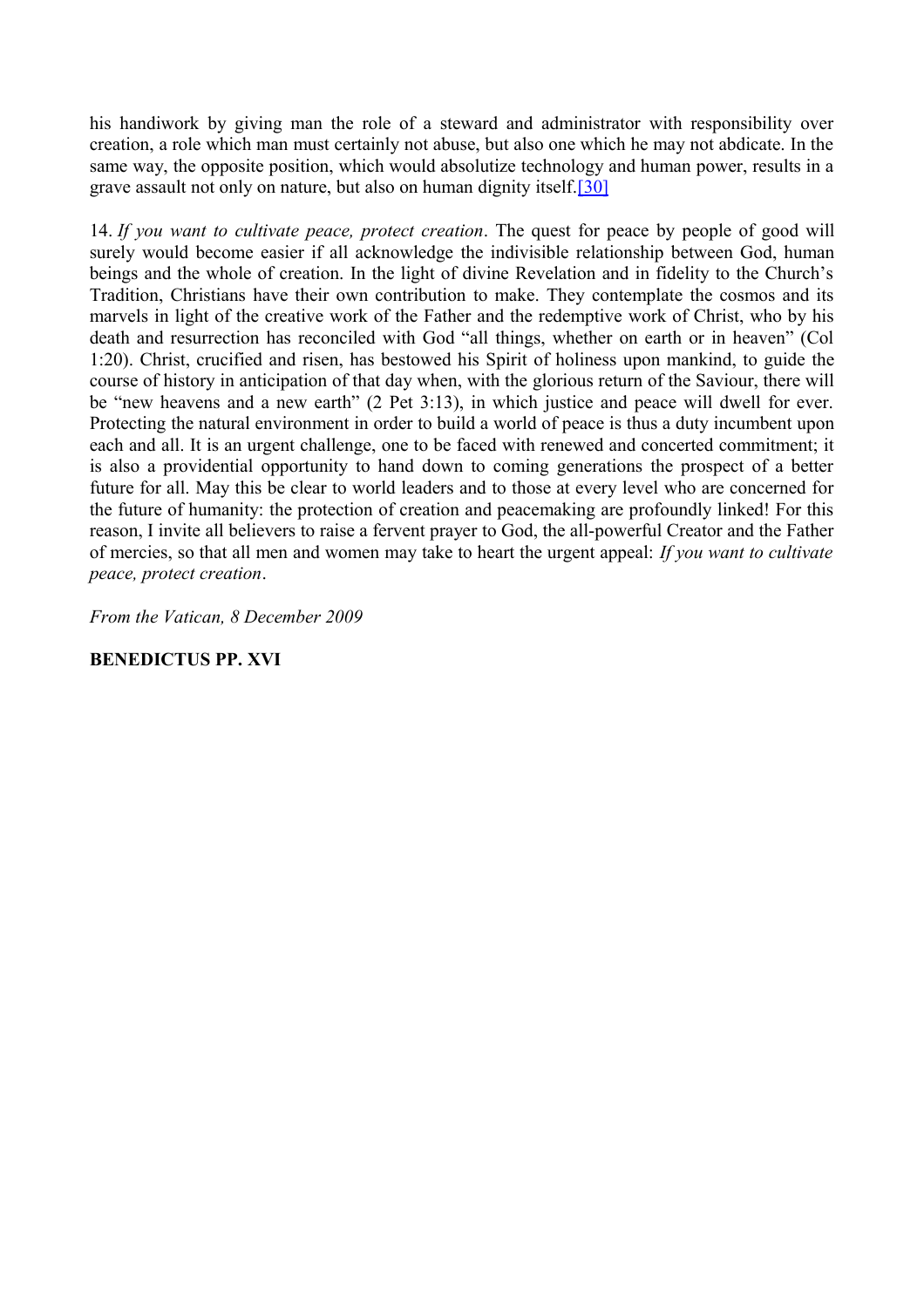his handiwork by giving man the role of a steward and administrator with responsibility over creation, a role which man must certainly not abuse, but also one which he may not abdicate. In the same way, the opposite position, which would absolutize technology and human power, results in a grave assault not only on nature, but also on human dignity itself.[30]

14. *If you want to cultivate peace, protect creation*. The quest for peace by people of good will surely would become easier if all acknowledge the indivisible relationship between God, human beings and the whole of creation. In the light of divine Revelation and in fidelity to the Church's Tradition, Christians have their own contribution to make. They contemplate the cosmos and its marvels in light of the creative work of the Father and the redemptive work of Christ, who by his death and resurrection has reconciled with God "all things, whether on earth or in heaven" (Col 1:20). Christ, crucified and risen, has bestowed his Spirit of holiness upon mankind, to guide the course of history in anticipation of that day when, with the glorious return of the Saviour, there will be "new heavens and a new earth" (2 Pet 3:13), in which justice and peace will dwell for ever. Protecting the natural environment in order to build a world of peace is thus a duty incumbent upon each and all. It is an urgent challenge, one to be faced with renewed and concerted commitment; it is also a providential opportunity to hand down to coming generations the prospect of a better future for all. May this be clear to world leaders and to those at every level who are concerned for the future of humanity: the protection of creation and peacemaking are profoundly linked! For this reason, I invite all believers to raise a fervent prayer to God, the all-powerful Creator and the Father of mercies, so that all men and women may take to heart the urgent appeal: *If you want to cultivate peace, protect creation*.

*From the Vatican, 8 December 2009*

**BENEDICTUS PP. XVI**